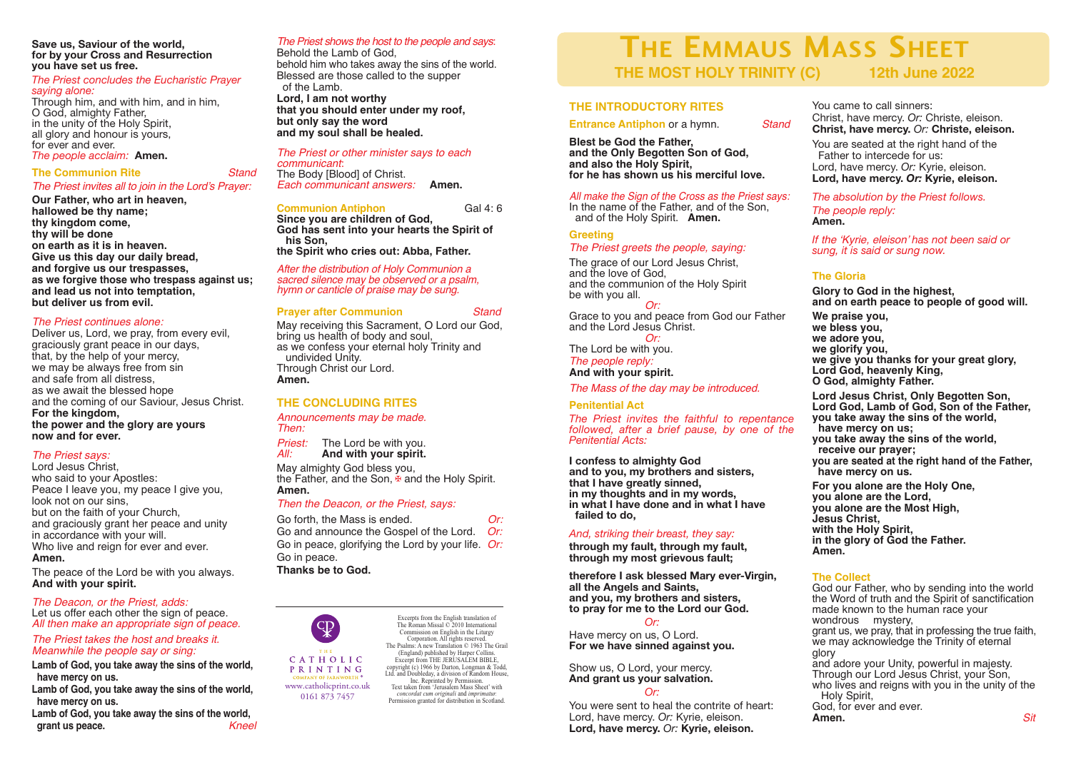**Save us, Saviour of the world,**
**for by your Cross and Resurrection**
**you have set us free.**

*The Priest concludes the Eucharistic Prayer saying alone:*

Through him, and with him, and in him,
O God, almighty Father,
in the unity of the Holy Spirit,
all glory and honour is yours,
for ever and ever.
*The people acclaim:* **Amen.**

### The Communion Rite

*Stand*

*The Priest invites all to join in the Lord's Prayer:*

**Our Father, who art in heaven,**
**hallowed be thy name;**
**thy kingdom come,**
**thy will be done**
**on earth as it is in heaven.**
**Give us this day our daily bread,**
**and forgive us our trespasses,**
**as we forgive those who trespass against us;**
**and lead us not into temptation,**
**but deliver us from evil.**

*The Priest continues alone:*

Deliver us, Lord, we pray, from every evil,
graciously grant peace in our days,
that, by the help of your mercy,
we may be always free from sin
and safe from all distress,
as we await the blessed hope
and the coming of our Saviour, Jesus Christ.
**For the kingdom,**
**the power and the glory are yours**
**now and for ever.**

*The Priest says:*

Lord Jesus Christ,
who said to your Apostles:
Peace I leave you, my peace I give you,
look not on our sins,
but on the faith of your Church,
and graciously grant her peace and unity
in accordance with your will.
Who live and reign for ever and ever.
**Amen.**

The peace of the Lord be with you always.
**And with your spirit.**

*The Deacon, or the Priest, adds:*
Let us offer each other the sign of peace.
*All then make an appropriate sign of peace.*

*The Priest takes the host and breaks it. Meanwhile the people say or sing:*

**Lamb of God, you take away the sins of the world, have mercy on us.**
**Lamb of God, you take away the sins of the world, have mercy on us.**
**Lamb of God, you take away the sins of the world, grant us peace.**

*Kneel*

*The Priest shows the host to the people and says:*
Behold the Lamb of God,
behold him who takes away the sins of the world.
Blessed are those called to the supper of the Lamb.
**Lord, I am not worthy**
**that you should enter under my roof,**
**but only say the word**
**and my soul shall be healed.**

*The Priest or other minister says to each communicant:*
The Body [Blood] of Christ.
*Each communicant answers:* **Amen.**

### Communion Antiphon

Gal 4: 6

**Since you are children of God,**
**God has sent into your hearts the Spirit of his Son,**
**the Spirit who cries out: Abba, Father.**

*After the distribution of Holy Communion a sacred silence may be observed or a psalm, hymn or canticle of praise may be sung.*

### Prayer after Communion

*Stand*

May receiving this Sacrament, O Lord our God,
bring us health of body and soul,
as we confess your eternal holy Trinity and undivided Unity.
Through Christ our Lord.
**Amen.**

## THE CONCLUDING RITES

*Announcements may be made. Then:*

*Priest:* The Lord be with you.
*All:* **And with your spirit.**

May almighty God bless you,
the Father, and the Son, ✠ and the Holy Spirit.
**Amen.**

*Then the Deacon, or the Priest, says:*

Go forth, the Mass is ended. *Or:*
Go and announce the Gospel of the Lord. *Or:*
Go in peace, glorifying the Lord by your life. *Or:*
Go in peace.
**Thanks be to God.**

THE CATHOLIC PRINTING COMPANY OF FARNWORTH
www.catholicprint.co.uk
0161 873 7457

Excerpts from the English translation of The Roman Missal © 2010 International Commission on English in the Liturgy Corporation. All rights reserved. The Psalms: A new Translation © 1963 The Grail (England) published by Harper Collins. Excerpt from THE JERUSALEM BIBLE, copyright (c) 1966 by Darton, Longman & Todd, Ltd. and Doubleday, a division of Random House, Inc. Reprinted by Permission. Text taken from 'Jerusalem Mass Sheet' with *concordat cum originali* and *imprimatur.* Permission granted for distribution in Scotland.

# THE EMMAUS MASS SHEET

**THE MOST HOLY TRINITY (C) — 12th June 2022**

## THE INTRODUCTORY RITES

### Entrance Antiphon or a hymn.

*Stand*

**Blest be God the Father,**
**and the Only Begotten Son of God,**
**and also the Holy Spirit,**
**for he has shown us his merciful love.**

*All make the Sign of the Cross as the Priest says:*
In the name of the Father, and of the Son, and of the Holy Spirit. **Amen.**

### Greeting

*The Priest greets the people, saying:*

The grace of our Lord Jesus Christ,
and the love of God,
and the communion of the Holy Spirit
be with you all.
*Or:*
Grace to you and peace from God our Father
and the Lord Jesus Christ.
*Or:*
The Lord be with you.
*The people reply:*
**And with your spirit.**

*The Mass of the day may be introduced.*

### Penitential Act

*The Priest invites the faithful to repentance followed, after a brief pause, by one of the Penitential Acts:*

**I confess to almighty God**
**and to you, my brothers and sisters,**
**that I have greatly sinned,**
**in my thoughts and in my words,**
**in what I have done and in what I have failed to do,**

*And, striking their breast, they say:*
**through my fault, through my fault,**
**through my most grievous fault;**

**therefore I ask blessed Mary ever-Virgin,**
**all the Angels and Saints,**
**and you, my brothers and sisters,**
**to pray for me to the Lord our God.**

*Or:*

Have mercy on us, O Lord.
**For we have sinned against you.**

Show us, O Lord, your mercy.
**And grant us your salvation.**

*Or:*

You were sent to heal the contrite of heart:
Lord, have mercy. *Or:* Kyrie, eleison.
**Lord, have mercy.** *Or:* **Kyrie, eleison.**

You came to call sinners:
Christ, have mercy. *Or:* Christe, eleison.
**Christ, have mercy.** *Or:* **Christe, eleison.**

You are seated at the right hand of the Father to intercede for us:
Lord, have mercy. *Or:* Kyrie, eleison.
**Lord, have mercy.** *Or:* **Kyrie, eleison.**

*The absolution by the Priest follows.*
*The people reply:*
**Amen.**

*If the 'Kyrie, eleison' has not been said or sung, it is said or sung now.*

### The Gloria

**Glory to God in the highest,**
**and on earth peace to people of good will.**

**We praise you,**
**we bless you,**
**we adore you,**
**we glorify you,**
**we give you thanks for your great glory,**
**Lord God, heavenly King,**
**O God, almighty Father.**

**Lord Jesus Christ, Only Begotten Son,**
**Lord God, Lamb of God, Son of the Father,**
**you take away the sins of the world,**
**have mercy on us;**
**you take away the sins of the world,**
**receive our prayer;**
**you are seated at the right hand of the Father,**
**have mercy on us.**

**For you alone are the Holy One,**
**you alone are the Lord,**
**you alone are the Most High,**
**Jesus Christ,**
**with the Holy Spirit,**
**in the glory of God the Father.**
**Amen.**

### The Collect

God our Father, who by sending into the world
the Word of truth and the Spirit of sanctification
made known to the human race your wondrous mystery,
grant us, we pray, that in professing the true faith,
we may acknowledge the Trinity of eternal glory
and adore your Unity, powerful in majesty.
Through our Lord Jesus Christ, your Son,
who lives and reigns with you in the unity of the Holy Spirit,
God, for ever and ever.
**Amen.**

*Sit*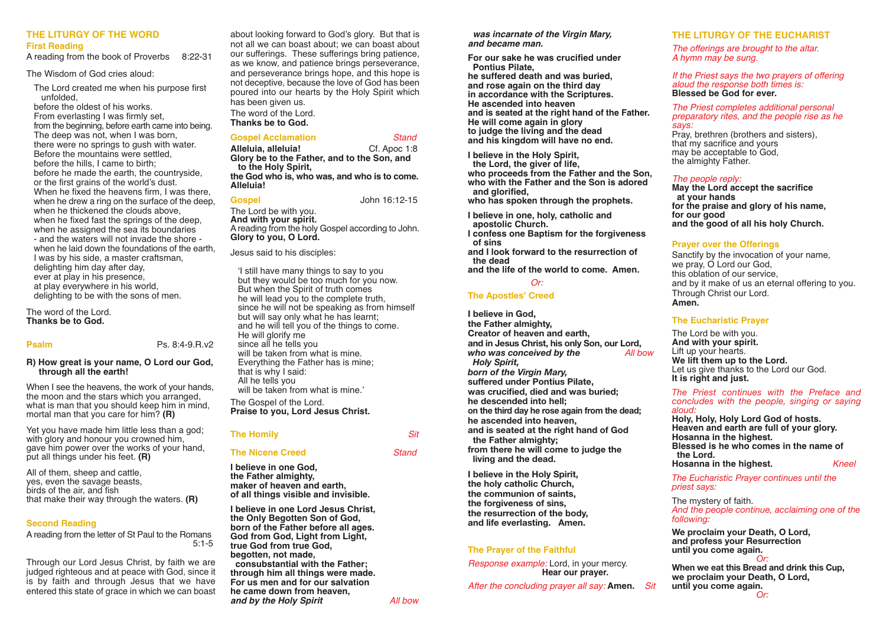## THE LITURGY OF THE WORD

### First Reading

A reading from the book of Proverbs 8:22-31

The Wisdom of God cries aloud:

The Lord created me when his purpose first unfolded,
before the oldest of his works.
From everlasting I was firmly set,
from the beginning, before earth came into being.
The deep was not, when I was born,
there were no springs to gush with water.
Before the mountains were settled,
before the hills, I came to birth;
before he made the earth, the countryside,
or the first grains of the world's dust.
When he fixed the heavens firm, I was there,
when he drew a ring on the surface of the deep,
when he thickened the clouds above,
when he fixed fast the springs of the deep,
when he assigned the sea its boundaries
- and the waters will not invade the shore -
when he laid down the foundations of the earth,
I was by his side, a master craftsman,
delighting him day after day,
ever at play in his presence,
at play everywhere in his world,
delighting to be with the sons of men.

The word of the Lord.
**Thanks be to God.**

### Psalm

Ps. 8:4-9.R.v2

**R) How great is your name, O Lord our God, through all the earth!**

When I see the heavens, the work of your hands,
the moon and the stars which you arranged,
what is man that you should keep him in mind,
mortal man that you care for him? **(R)**

Yet you have made him little less than a god;
with glory and honour you crowned him,
gave him power over the works of your hand,
put all things under his feet. **(R)**

All of them, sheep and cattle,
yes, even the savage beasts,
birds of the air, and fish
that make their way through the waters. **(R)**

### Second Reading

A reading from the letter of St Paul to the Romans 5:1-5

Through our Lord Jesus Christ, by faith we are judged righteous and at peace with God, since it is by faith and through Jesus that we have entered this state of grace in which we can boast about looking forward to God's glory. But that is not all we can boast about; we can boast about our sufferings. These sufferings bring patience, as we know, and patience brings perseverance, and perseverance brings hope, and this hope is not deceptive, because the love of God has been poured into our hearts by the Holy Spirit which has been given us.

The word of the Lord.
**Thanks be to God.**

### Gospel Acclamation

*Stand*

**Alleluia, alleluia!** Cf. Apoc 1:8
**Glory be to the Father, and to the Son, and to the Holy Spirit,**
**the God who is, who was, and who is to come.**
**Alleluia!**

### Gospel

John 16:12-15

The Lord be with you.
**And with your spirit.**
A reading from the holy Gospel according to John.
**Glory to you, O Lord.**

Jesus said to his disciples:

'I still have many things to say to you
but they would be too much for you now.
But when the Spirit of truth comes
he will lead you to the complete truth,
since he will not be speaking as from himself
but will say only what he has learnt;
and he will tell you of the things to come.
He will glorify me
since all he tells you
will be taken from what is mine.
Everything the Father has is mine;
that is why I said:
All he tells you
will be taken from what is mine.'

The Gospel of the Lord.
**Praise to you, Lord Jesus Christ.**

### The Homily

*Sit*

### The Nicene Creed

*Stand*

**I believe in one God,**
**the Father almighty,**
**maker of heaven and earth,**
**of all things visible and invisible.**

**I believe in one Lord Jesus Christ,**
**the Only Begotten Son of God,**
**born of the Father before all ages.**
**God from God, Light from Light,**
**true God from true God,**
**begotten, not made,**
**consubstantial with the Father;**
**through him all things were made.**
**For us men and for our salvation**
**he came down from heaven,**
***and by the Holy Spirit*** *All bow*
***was incarnate of the Virgin Mary,***
***and became man.***

**For our sake he was crucified under Pontius Pilate,**
**he suffered death and was buried,**
**and rose again on the third day**
**in accordance with the Scriptures.**
**He ascended into heaven**
**and is seated at the right hand of the Father.**
**He will come again in glory**
**to judge the living and the dead**
**and his kingdom will have no end.**

**I believe in the Holy Spirit,**
**the Lord, the giver of life,**
**who proceeds from the Father and the Son,**
**who with the Father and the Son is adored and glorified,**
**who has spoken through the prophets.**

**I believe in one, holy, catholic and apostolic Church.**
**I confess one Baptism for the forgiveness of sins**
**and I look forward to the resurrection of the dead**
**and the life of the world to come. Amen.**

*Or:*

### The Apostles' Creed

**I believe in God,**
**the Father almighty,**
**Creator of heaven and earth,**
**and in Jesus Christ, his only Son, our Lord,**
***who was conceived by the Holy Spirit,*** *All bow*
***born of the Virgin Mary,***
**suffered under Pontius Pilate,**
**was crucified, died and was buried;**
**he descended into hell;**
**on the third day he rose again from the dead;**
**he ascended into heaven,**
**and is seated at the right hand of God the Father almighty;**
**from there he will come to judge the living and the dead.**

**I believe in the Holy Spirit,**
**the holy catholic Church,**
**the communion of saints,**
**the forgiveness of sins,**
**the resurrection of the body,**
**and life everlasting. Amen.**

### The Prayer of the Faithful

*Response example:* Lord, in your mercy.
**Hear our prayer.**

*After the concluding prayer all say:* **Amen.** *Sit*

## THE LITURGY OF THE EUCHARIST

*The offerings are brought to the altar.*
*A hymn may be sung.*

*If the Priest says the two prayers of offering aloud the response both times is:*
**Blessed be God for ever.**

*The Priest completes additional personal preparatory rites, and the people rise as he says:*
Pray, brethren (brothers and sisters),
that my sacrifice and yours
may be acceptable to God,
the almighty Father.

*The people reply:*
**May the Lord accept the sacrifice at your hands**
**for the praise and glory of his name,**
**for our good**
**and the good of all his holy Church.**

### Prayer over the Offerings

Sanctify by the invocation of your name,
we pray, O Lord our God,
this oblation of our service,
and by it make of us an eternal offering to you.
Through Christ our Lord.
**Amen.**

### The Eucharistic Prayer

The Lord be with you.
**And with your spirit.**
Lift up your hearts.
**We lift them up to the Lord.**
Let us give thanks to the Lord our God.
**It is right and just.**

*The Priest continues with the Preface and concludes with the people, singing or saying aloud:*
**Holy, Holy, Holy Lord God of hosts.**
**Heaven and earth are full of your glory.**
**Hosanna in the highest.**
**Blessed is he who comes in the name of the Lord.**
**Hosanna in the highest.** *Kneel*

*The Eucharistic Prayer continues until the priest says:*

The mystery of faith.
*And the people continue, acclaiming one of the following:*

**We proclaim your Death, O Lord,**
**and profess your Resurrection**
**until you come again.**

*Or:*

**When we eat this Bread and drink this Cup,**
**we proclaim your Death, O Lord,**
**until you come again.**

*Or:*